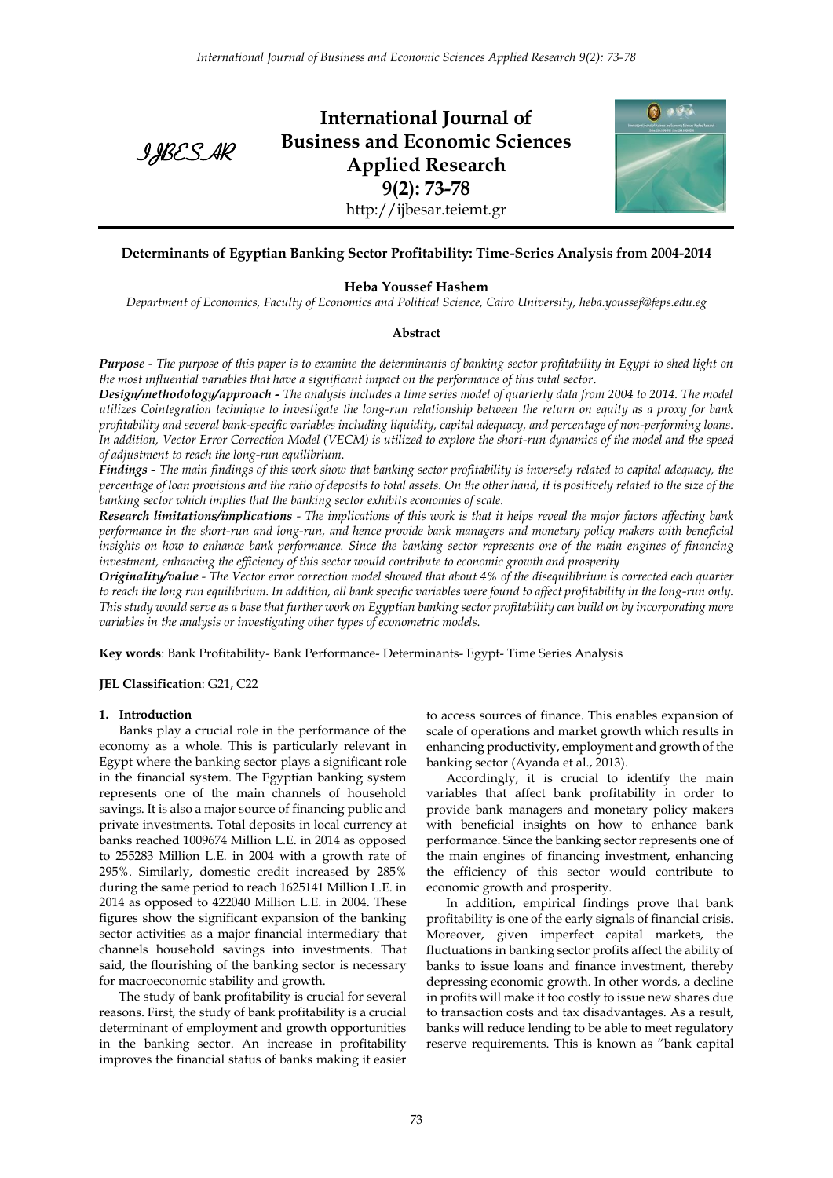# Determinants of Egyptian Banking Sector Profitability: Time-Series Analysis from 2004-2014

**Heba Youssef Hashem**

*Department of Economics, Faculty of Economics and Political Science, Cairo University, heba.youssef@feps.edu.eg*

## Abstract

***Purpose*** *- The purpose of this paper is to examine the determinants of banking sector profitability in Egypt to shed light on the most influential variables that have a significant impact on the performance of this vital sector.*

***Design/methodology/approach*** *- The analysis includes a time series model of quarterly data from 2004 to 2014. The model utilizes Cointegration technique to investigate the long-run relationship between the return on equity as a proxy for bank profitability and several bank-specific variables including liquidity, capital adequacy, and percentage of non-performing loans. In addition, Vector Error Correction Model (VECM) is utilized to explore the short-run dynamics of the model and the speed of adjustment to reach the long-run equilibrium.*

***Findings*** *- The main findings of this work show that banking sector profitability is inversely related to capital adequacy, the percentage of loan provisions and the ratio of deposits to total assets. On the other hand, it is positively related to the size of the banking sector which implies that the banking sector exhibits economies of scale.*

***Research limitations/implications*** *- The implications of this work is that it helps reveal the major factors affecting bank performance in the short-run and long-run, and hence provide bank managers and monetary policy makers with beneficial insights on how to enhance bank performance. Since the banking sector represents one of the main engines of financing investment, enhancing the efficiency of this sector would contribute to economic growth and prosperity*

***Originality/value*** *- The Vector error correction model showed that about 4% of the disequilibrium is corrected each quarter to reach the long run equilibrium. In addition, all bank specific variables were found to affect profitability in the long-run only. This study would serve as a base that further work on Egyptian banking sector profitability can build on by incorporating more variables in the analysis or investigating other types of econometric models.*

**Key words**: Bank Profitability- Bank Performance- Determinants- Egypt- Time Series Analysis

**JEL Classification**: G21, C22

## 1. Introduction

Banks play a crucial role in the performance of the economy as a whole. This is particularly relevant in Egypt where the banking sector plays a significant role in the financial system. The Egyptian banking system represents one of the main channels of household savings. It is also a major source of financing public and private investments. Total deposits in local currency at banks reached 1009674 Million L.E. in 2014 as opposed to 255283 Million L.E. in 2004 with a growth rate of 295%. Similarly, domestic credit increased by 285% during the same period to reach 1625141 Million L.E. in 2014 as opposed to 422040 Million L.E. in 2004. These figures show the significant expansion of the banking sector activities as a major financial intermediary that channels household savings into investments. That said, the flourishing of the banking sector is necessary for macroeconomic stability and growth.

The study of bank profitability is crucial for several reasons. First, the study of bank profitability is a crucial determinant of employment and growth opportunities in the banking sector. An increase in profitability improves the financial status of banks making it easier to access sources of finance. This enables expansion of scale of operations and market growth which results in enhancing productivity, employment and growth of the banking sector (Ayanda et al., 2013).

Accordingly, it is crucial to identify the main variables that affect bank profitability in order to provide bank managers and monetary policy makers with beneficial insights on how to enhance bank performance. Since the banking sector represents one of the main engines of financing investment, enhancing the efficiency of this sector would contribute to economic growth and prosperity.

In addition, empirical findings prove that bank profitability is one of the early signals of financial crisis. Moreover, given imperfect capital markets, the fluctuations in banking sector profits affect the ability of banks to issue loans and finance investment, thereby depressing economic growth. In other words, a decline in profits will make it too costly to issue new shares due to transaction costs and tax disadvantages. As a result, banks will reduce lending to be able to meet regulatory reserve requirements. This is known as "bank capital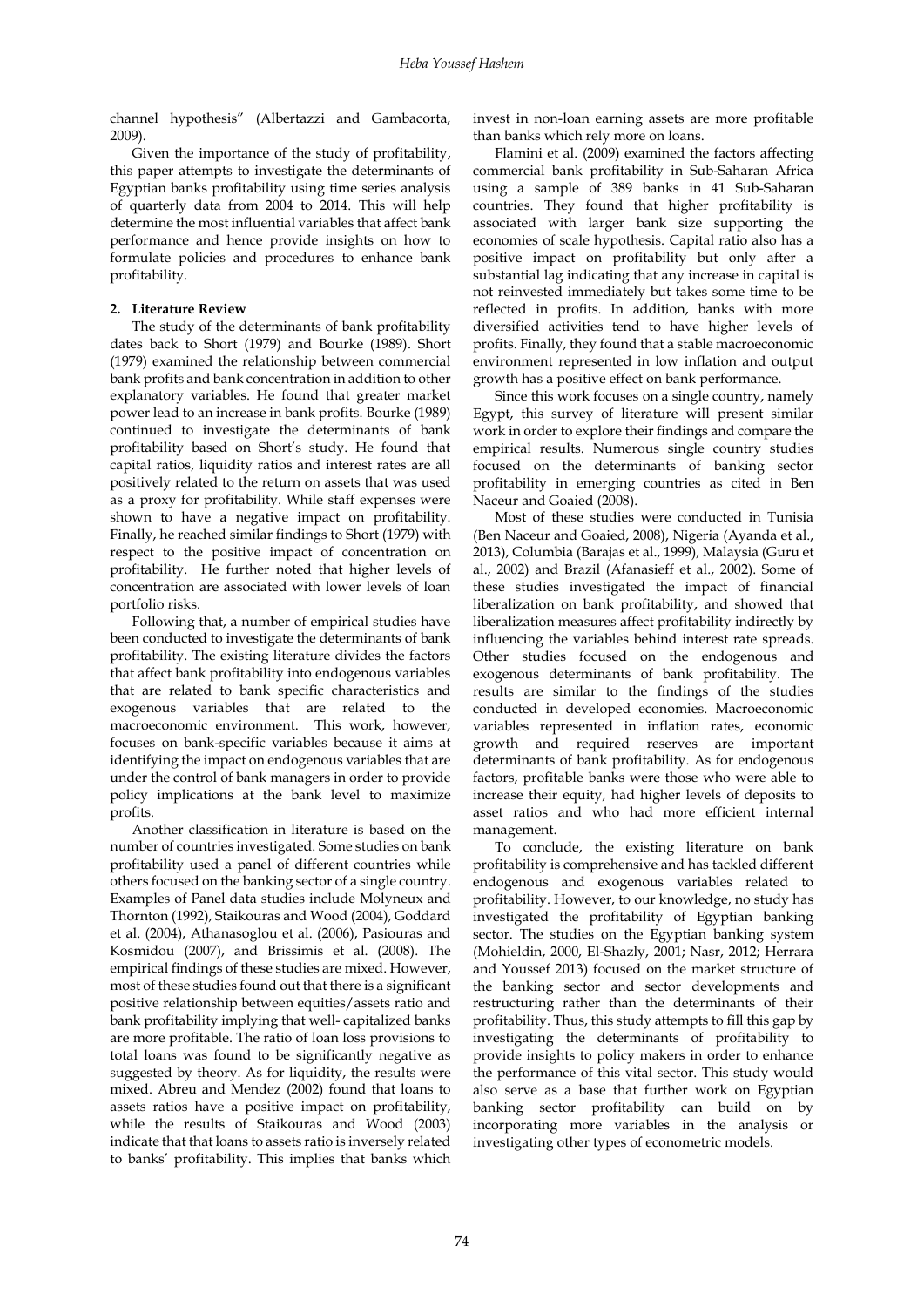channel hypothesis" (Albertazzi and Gambacorta, 2009).

Given the importance of the study of profitability, this paper attempts to investigate the determinants of Egyptian banks profitability using time series analysis of quarterly data from 2004 to 2014. This will help determine the most influential variables that affect bank performance and hence provide insights on how to formulate policies and procedures to enhance bank profitability.

## 2. Literature Review

The study of the determinants of bank profitability dates back to Short (1979) and Bourke (1989). Short (1979) examined the relationship between commercial bank profits and bank concentration in addition to other explanatory variables. He found that greater market power lead to an increase in bank profits. Bourke (1989) continued to investigate the determinants of bank profitability based on Short's study. He found that capital ratios, liquidity ratios and interest rates are all positively related to the return on assets that was used as a proxy for profitability. While staff expenses were shown to have a negative impact on profitability. Finally, he reached similar findings to Short (1979) with respect to the positive impact of concentration on profitability. He further noted that higher levels of concentration are associated with lower levels of loan portfolio risks.

Following that, a number of empirical studies have been conducted to investigate the determinants of bank profitability. The existing literature divides the factors that affect bank profitability into endogenous variables that are related to bank specific characteristics and exogenous variables that are related to the macroeconomic environment. This work, however, focuses on bank-specific variables because it aims at identifying the impact on endogenous variables that are under the control of bank managers in order to provide policy implications at the bank level to maximize profits.

Another classification in literature is based on the number of countries investigated. Some studies on bank profitability used a panel of different countries while others focused on the banking sector of a single country. Examples of Panel data studies include Molyneux and Thornton (1992), Staikouras and Wood (2004), Goddard et al. (2004), Athanasoglou et al. (2006), Pasiouras and Kosmidou (2007), and Brissimis et al. (2008). The empirical findings of these studies are mixed. However, most of these studies found out that there is a significant positive relationship between equities/assets ratio and bank profitability implying that well- capitalized banks are more profitable. The ratio of loan loss provisions to total loans was found to be significantly negative as suggested by theory. As for liquidity, the results were mixed. Abreu and Mendez (2002) found that loans to assets ratios have a positive impact on profitability, while the results of Staikouras and Wood (2003) indicate that that loans to assets ratio is inversely related to banks' profitability. This implies that banks which invest in non-loan earning assets are more profitable than banks which rely more on loans.

Flamini et al. (2009) examined the factors affecting commercial bank profitability in Sub-Saharan Africa using a sample of 389 banks in 41 Sub-Saharan countries. They found that higher profitability is associated with larger bank size supporting the economies of scale hypothesis. Capital ratio also has a positive impact on profitability but only after a substantial lag indicating that any increase in capital is not reinvested immediately but takes some time to be reflected in profits. In addition, banks with more diversified activities tend to have higher levels of profits. Finally, they found that a stable macroeconomic environment represented in low inflation and output growth has a positive effect on bank performance.

Since this work focuses on a single country, namely Egypt, this survey of literature will present similar work in order to explore their findings and compare the empirical results. Numerous single country studies focused on the determinants of banking sector profitability in emerging countries as cited in Ben Naceur and Goaied (2008).

Most of these studies were conducted in Tunisia (Ben Naceur and Goaied, 2008), Nigeria (Ayanda et al., 2013), Columbia (Barajas et al., 1999), Malaysia (Guru et al., 2002) and Brazil (Afanasieff et al., 2002). Some of these studies investigated the impact of financial liberalization on bank profitability, and showed that liberalization measures affect profitability indirectly by influencing the variables behind interest rate spreads. Other studies focused on the endogenous and exogenous determinants of bank profitability. The results are similar to the findings of the studies conducted in developed economies. Macroeconomic variables represented in inflation rates, economic growth and required reserves are important determinants of bank profitability. As for endogenous factors, profitable banks were those who were able to increase their equity, had higher levels of deposits to asset ratios and who had more efficient internal management.

To conclude, the existing literature on bank profitability is comprehensive and has tackled different endogenous and exogenous variables related to profitability. However, to our knowledge, no study has investigated the profitability of Egyptian banking sector. The studies on the Egyptian banking system (Mohieldin, 2000, El-Shazly, 2001; Nasr, 2012; Herrara and Youssef 2013) focused on the market structure of the banking sector and sector developments and restructuring rather than the determinants of their profitability. Thus, this study attempts to fill this gap by investigating the determinants of profitability to provide insights to policy makers in order to enhance the performance of this vital sector. This study would also serve as a base that further work on Egyptian banking sector profitability can build on by incorporating more variables in the analysis or investigating other types of econometric models.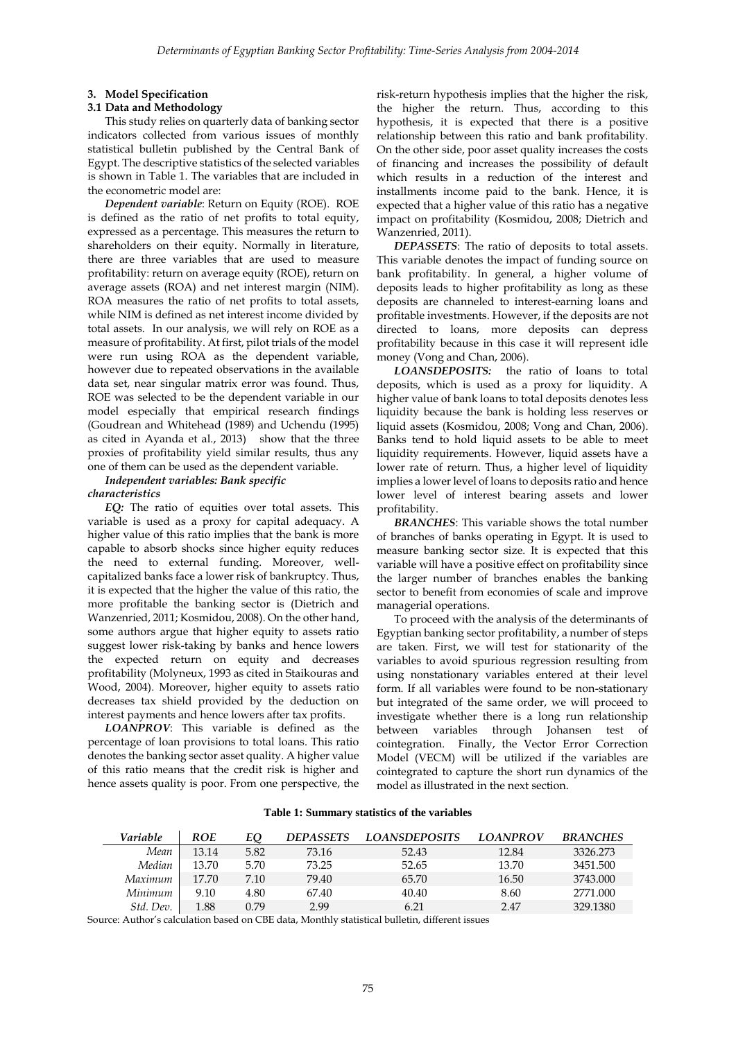## 3. Model Specification

### 3.1 Data and Methodology

This study relies on quarterly data of banking sector indicators collected from various issues of monthly statistical bulletin published by the Central Bank of Egypt. The descriptive statistics of the selected variables is shown in Table 1. The variables that are included in the econometric model are:

***Dependent variable***: Return on Equity (ROE). ROE is defined as the ratio of net profits to total equity, expressed as a percentage. This measures the return to shareholders on their equity. Normally in literature, there are three variables that are used to measure profitability: return on average equity (ROE), return on average assets (ROA) and net interest margin (NIM). ROA measures the ratio of net profits to total assets, while NIM is defined as net interest income divided by total assets. In our analysis, we will rely on ROE as a measure of profitability. At first, pilot trials of the model were run using ROA as the dependent variable, however due to repeated observations in the available data set, near singular matrix error was found. Thus, ROE was selected to be the dependent variable in our model especially that empirical research findings (Goudrean and Whitehead (1989) and Uchendu (1995) as cited in Ayanda et al., 2013) show that the three proxies of profitability yield similar results, thus any one of them can be used as the dependent variable.

***Independent variables: Bank specific characteristics***

***EQ:*** The ratio of equities over total assets. This variable is used as a proxy for capital adequacy. A higher value of this ratio implies that the bank is more capable to absorb shocks since higher equity reduces the need to external funding. Moreover, well-capitalized banks face a lower risk of bankruptcy. Thus, it is expected that the higher the value of this ratio, the more profitable the banking sector is (Dietrich and Wanzenried, 2011; Kosmidou, 2008). On the other hand, some authors argue that higher equity to assets ratio suggest lower risk-taking by banks and hence lowers the expected return on equity and decreases profitability (Molyneux, 1993 as cited in Staikouras and Wood, 2004). Moreover, higher equity to assets ratio decreases tax shield provided by the deduction on interest payments and hence lowers after tax profits.

***LOANPROV***: This variable is defined as the percentage of loan provisions to total loans. This ratio denotes the banking sector asset quality. A higher value of this ratio means that the credit risk is higher and hence assets quality is poor. From one perspective, the risk-return hypothesis implies that the higher the risk, the higher the return. Thus, according to this hypothesis, it is expected that there is a positive relationship between this ratio and bank profitability. On the other side, poor asset quality increases the costs of financing and increases the possibility of default which results in a reduction of the interest and installments income paid to the bank. Hence, it is expected that a higher value of this ratio has a negative impact on profitability (Kosmidou, 2008; Dietrich and Wanzenried, 2011).

***DEPASSETS***: The ratio of deposits to total assets. This variable denotes the impact of funding source on bank profitability. In general, a higher volume of deposits leads to higher profitability as long as these deposits are channeled to interest-earning loans and profitable investments. However, if the deposits are not directed to loans, more deposits can depress profitability because in this case it will represent idle money (Vong and Chan, 2006).

***LOANSDEPOSITS:*** the ratio of loans to total deposits, which is used as a proxy for liquidity. A higher value of bank loans to total deposits denotes less liquidity because the bank is holding less reserves or liquid assets (Kosmidou, 2008; Vong and Chan, 2006). Banks tend to hold liquid assets to be able to meet liquidity requirements. However, liquid assets have a lower rate of return. Thus, a higher level of liquidity implies a lower level of loans to deposits ratio and hence lower level of interest bearing assets and lower profitability.

***BRANCHES***: This variable shows the total number of branches of banks operating in Egypt. It is used to measure banking sector size. It is expected that this variable will have a positive effect on profitability since the larger number of branches enables the banking sector to benefit from economies of scale and improve managerial operations.

To proceed with the analysis of the determinants of Egyptian banking sector profitability, a number of steps are taken. First, we will test for stationarity of the variables to avoid spurious regression resulting from using nonstationary variables entered at their level form. If all variables were found to be non-stationary but integrated of the same order, we will proceed to investigate whether there is a long run relationship between variables through Johansen test of cointegration. Finally, the Vector Error Correction Model (VECM) will be utilized if the variables are cointegrated to capture the short run dynamics of the model as illustrated in the next section.

**Table 1: Summary statistics of the variables**

| *Variable* | *ROE* | *EQ* | *DEPASSETS* | *LOANSDEPOSITS* | *LOANPROV* | *BRANCHES* |
|---|---|---|---|---|---|---|
| *Mean* | 13.14 | 5.82 | 73.16 | 52.43 | 12.84 | 3326.273 |
| *Median* | 13.70 | 5.70 | 73.25 | 52.65 | 13.70 | 3451.500 |
| *Maximum* | 17.70 | 7.10 | 79.40 | 65.70 | 16.50 | 3743.000 |
| *Minimum* | 9.10 | 4.80 | 67.40 | 40.40 | 8.60 | 2771.000 |
| *Std. Dev.* | 1.88 | 0.79 | 2.99 | 6.21 | 2.47 | 329.1380 |

Source: Author's calculation based on CBE data, Monthly statistical bulletin, different issues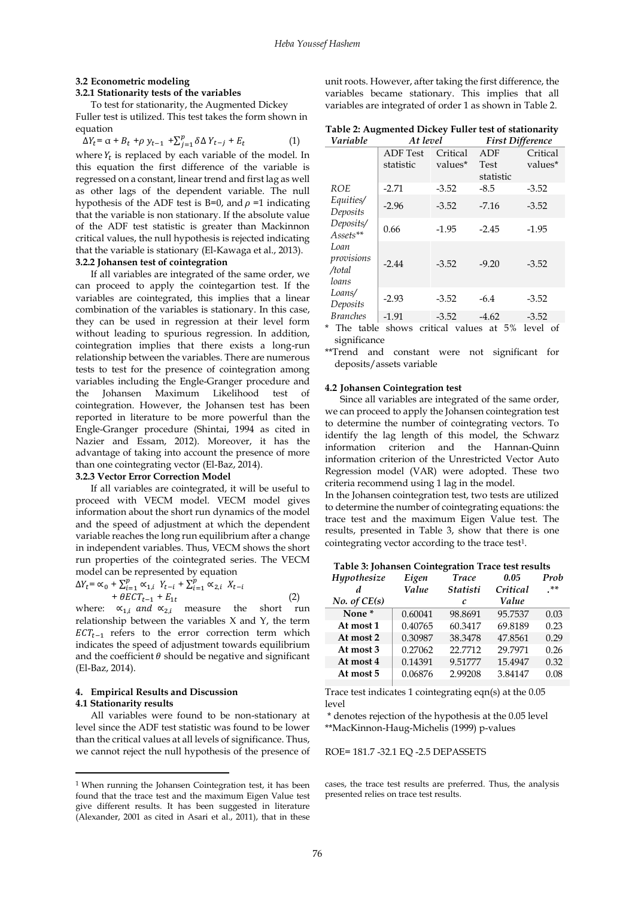### 3.2 Econometric modeling

#### 3.2.1 Stationarity tests of the variables

To test for stationarity, the Augmented Dickey Fuller test is utilized. This test takes the form shown in equation

$$\Delta Y_t = \alpha + B_t + \rho\, y_{t-1} + \sum_{j=1}^{p} \delta \Delta\, Y_{t-j} + E_t \qquad (1)$$

where $Y_t$ is replaced by each variable of the model. In this equation the first difference of the variable is regressed on a constant, linear trend and first lag as well as other lags of the dependent variable. The null hypothesis of the ADF test is B=0, and $\rho$ =1 indicating that the variable is non stationary. If the absolute value of the ADF test statistic is greater than Mackinnon critical values, the null hypothesis is rejected indicating that the variable is stationary (El-Kawaga et al., 2013).

#### 3.2.2 Johansen test of cointegration

If all variables are integrated of the same order, we can proceed to apply the cointegartion test. If the variables are cointegrated, this implies that a linear combination of the variables is stationary. In this case, they can be used in regression at their level form without leading to spurious regression. In addition, cointegration implies that there exists a long-run relationship between the variables. There are numerous tests to test for the presence of cointegration among variables including the Engle-Granger procedure and the Johansen Maximum Likelihood test of cointegration. However, the Johansen test has been reported in literature to be more powerful than the Engle-Granger procedure (Shintai, 1994 as cited in Nazier and Essam, 2012). Moreover, it has the advantage of taking into account the presence of more than one cointegrating vector (El-Baz, 2014).

#### 3.2.3 Vector Error Correction Model

If all variables are cointegrated, it will be useful to proceed with VECM model. VECM model gives information about the short run dynamics of the model and the speed of adjustment at which the dependent variable reaches the long run equilibrium after a change in independent variables. Thus, VECM shows the short run properties of the cointegrated series. The VECM model can be represented by equation

$$\Delta Y_t = \alpha_0 + \sum_{i=1}^{p} \alpha_{1,i}\; Y_{t-i} + \sum_{i=1}^{p} \alpha_{2,i}\; X_{t-i} + \theta ECT_{t-1} + E_{1t} \qquad (2)$$

where: $\alpha_{1,i}$ *and* $\alpha_{2,i}$ measure the short run relationship between the variables X and Y, the term $ECT_{t-1}$ refers to the error correction term which indicates the speed of adjustment towards equilibrium and the coefficient $\theta$ should be negative and significant (El-Baz, 2014).

## 4. Empirical Results and Discussion

### 4.1 Stationarity results

All variables were found to be non-stationary at level since the ADF test statistic was found to be lower than the critical values at all levels of significance. Thus, we cannot reject the null hypothesis of the presence of unit roots. However, after taking the first difference, the variables became stationary. This implies that all variables are integrated of order 1 as shown in Table 2.

**Table 2: Augmented Dickey Fuller test of stationarity**

| *Variable* | *At level* | | *First Difference* | |
|---|---|---|---|---|
| | ADF Test statistic | Critical values* | ADF Test statistic | Critical values* |
| *ROE* | -2.71 | -3.52 | -8.5 | -3.52 |
| *Equities/ Deposits* | -2.96 | -3.52 | -7.16 | -3.52 |
| *Deposits/ Assets*** | 0.66 | -1.95 | -2.45 | -1.95 |
| *Loan provisions /total loans* | -2.44 | -3.52 | -9.20 | -3.52 |
| *Loans/ Deposits* | -2.93 | -3.52 | -6.4 | -3.52 |
| *Branches* | -1.91 | -3.52 | -4.62 | -3.52 |

\* The table shows critical values at 5% level of significance

**Trend and constant were not significant for deposits/assets variable

### 4.2 Johansen Cointegration test

Since all variables are integrated of the same order, we can proceed to apply the Johansen cointegration test to determine the number of cointegrating vectors. To identify the lag length of this model, the Schwarz information criterion and the Hannan-Quinn information criterion of the Unrestricted Vector Auto Regression model (VAR) were adopted. These two criteria recommend using 1 lag in the model.

In the Johansen cointegration test, two tests are utilized to determine the number of cointegrating equations: the trace test and the maximum Eigen Value test. The results, presented in Table 3, show that there is one cointegrating vector according to the trace test[1].

**Table 3: Johansen Cointegration Trace test results**

| *Hypothesized No. of CE(s)* | *Eigen Value* | *Trace Statistic* | *0.05 Critical Value* | *Prob.*** |
|---|---|---|---|---|
| **None** * | 0.60041 | 98.8691 | 95.7537 | 0.03 |
| **At most 1** | 0.40765 | 60.3417 | 69.8189 | 0.23 |
| **At most 2** | 0.30987 | 38.3478 | 47.8561 | 0.29 |
| **At most 3** | 0.27062 | 22.7712 | 29.7971 | 0.26 |
| **At most 4** | 0.14391 | 9.51777 | 15.4947 | 0.32 |
| **At most 5** | 0.06876 | 2.99208 | 3.84147 | 0.08 |

Trace test indicates 1 cointegrating eqn(s) at the 0.05 level

\* denotes rejection of the hypothesis at the 0.05 level

**MacKinnon-Haug-Michelis (1999) p-values

ROE= 181.7 -32.1 EQ -2.5 DEPASSETS

[1] When running the Johansen Cointegration test, it has been found that the trace test and the maximum Eigen Value test give different results. It has been suggested in literature (Alexander, 2001 as cited in Asari et al., 2011), that in these cases, the trace test results are preferred. Thus, the analysis presented relies on trace test results.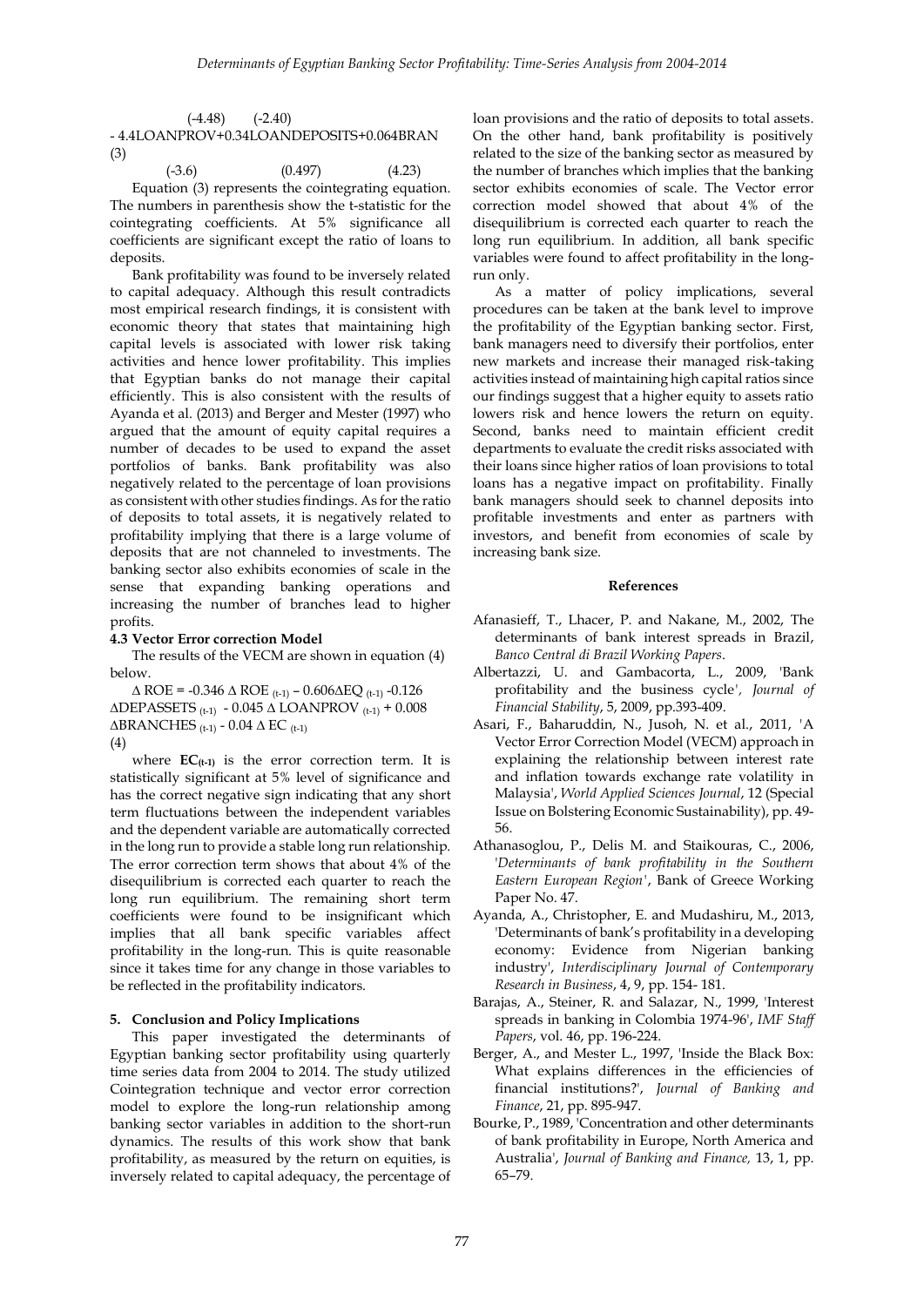(-4.48) (-2.40)

$- 4.4LOANPROV + 0.34LOANDEPOSITS + 0.064BRAN$ (3)

(-3.6) (0.497) (4.23)

Equation (3) represents the cointegrating equation. The numbers in parenthesis show the t-statistic for the cointegrating coefficients. At 5% significance all coefficients are significant except the ratio of loans to deposits.

Bank profitability was found to be inversely related to capital adequacy. Although this result contradicts most empirical research findings, it is consistent with economic theory that states that maintaining high capital levels is associated with lower risk taking activities and hence lower profitability. This implies that Egyptian banks do not manage their capital efficiently. This is also consistent with the results of Ayanda et al. (2013) and Berger and Mester (1997) who argued that the amount of equity capital requires a number of decades to be used to expand the asset portfolios of banks. Bank profitability was also negatively related to the percentage of loan provisions as consistent with other studies findings. As for the ratio of deposits to total assets, it is negatively related to profitability implying that there is a large volume of deposits that are not channeled to investments. The banking sector also exhibits economies of scale in the sense that expanding banking operations and increasing the number of branches lead to higher profits.

### 4.3 Vector Error correction Model

The results of the VECM are shown in equation (4) below.

$$\Delta ROE = -0.346\, \Delta ROE_{(t-1)} - 0.606 \Delta EQ_{(t-1)} - 0.126\, \Delta DEPASSETS_{(t-1)} - 0.045\, \Delta LOANPROV_{(t-1)} + 0.008\, \Delta BRANCHES_{(t-1)} - 0.04\, \Delta EC_{(t-1)} \quad (4)$$

where $\mathbf{EC_{(t-1)}}$ is the error correction term. It is statistically significant at 5% level of significance and has the correct negative sign indicating that any short term fluctuations between the independent variables and the dependent variable are automatically corrected in the long run to provide a stable long run relationship. The error correction term shows that about 4% of the disequilibrium is corrected each quarter to reach the long run equilibrium. The remaining short term coefficients were found to be insignificant which implies that all bank specific variables affect profitability in the long-run. This is quite reasonable since it takes time for any change in those variables to be reflected in the profitability indicators.

## 5. Conclusion and Policy Implications

This paper investigated the determinants of Egyptian banking sector profitability using quarterly time series data from 2004 to 2014. The study utilized Cointegration technique and vector error correction model to explore the long-run relationship among banking sector variables in addition to the short-run dynamics. The results of this work show that bank profitability, as measured by the return on equities, is inversely related to capital adequacy, the percentage of loan provisions and the ratio of deposits to total assets. On the other hand, bank profitability is positively related to the size of the banking sector as measured by the number of branches which implies that the banking sector exhibits economies of scale. The Vector error correction model showed that about 4% of the disequilibrium is corrected each quarter to reach the long run equilibrium. In addition, all bank specific variables were found to affect profitability in the long-run only.

As a matter of policy implications, several procedures can be taken at the bank level to improve the profitability of the Egyptian banking sector. First, bank managers need to diversify their portfolios, enter new markets and increase their managed risk-taking activities instead of maintaining high capital ratios since our findings suggest that a higher equity to assets ratio lowers risk and hence lowers the return on equity. Second, banks need to maintain efficient credit departments to evaluate the credit risks associated with their loans since higher ratios of loan provisions to total loans has a negative impact on profitability. Finally bank managers should seek to channel deposits into profitable investments and enter as partners with investors, and benefit from economies of scale by increasing bank size.

## References

Afanasieff, T., Lhacer, P. and Nakane, M., 2002, The determinants of bank interest spreads in Brazil, *Banco Central di Brazil Working Papers*.

Albertazzi, U. and Gambacorta, L., 2009, 'Bank profitability and the business cycle', *Journal of Financial Stability*, 5, 2009, pp.393-409.

Asari, F., Baharuddin, N., Jusoh, N. et al., 2011, 'A Vector Error Correction Model (VECM) approach in explaining the relationship between interest rate and inflation towards exchange rate volatility in Malaysia', *World Applied Sciences Journal*, 12 (Special Issue on Bolstering Economic Sustainability), pp. 49-56.

Athanasoglou, P., Delis M. and Staikouras, C., 2006, '*Determinants of bank profitability in the Southern Eastern European Region*', Bank of Greece Working Paper No. 47.

Ayanda, A., Christopher, E. and Mudashiru, M., 2013, 'Determinants of bank's profitability in a developing economy: Evidence from Nigerian banking industry', *Interdisciplinary Journal of Contemporary Research in Business*, 4, 9, pp. 154- 181.

Barajas, A., Steiner, R. and Salazar, N., 1999, 'Interest spreads in banking in Colombia 1974-96', *IMF Staff Papers*, vol. 46, pp. 196-224.

Berger, A., and Mester L., 1997, 'Inside the Black Box: What explains differences in the efficiencies of financial institutions?', *Journal of Banking and Finance*, 21, pp. 895-947.

Bourke, P., 1989, 'Concentration and other determinants of bank profitability in Europe, North America and Australia', *Journal of Banking and Finance,* 13, 1, pp. 65–79.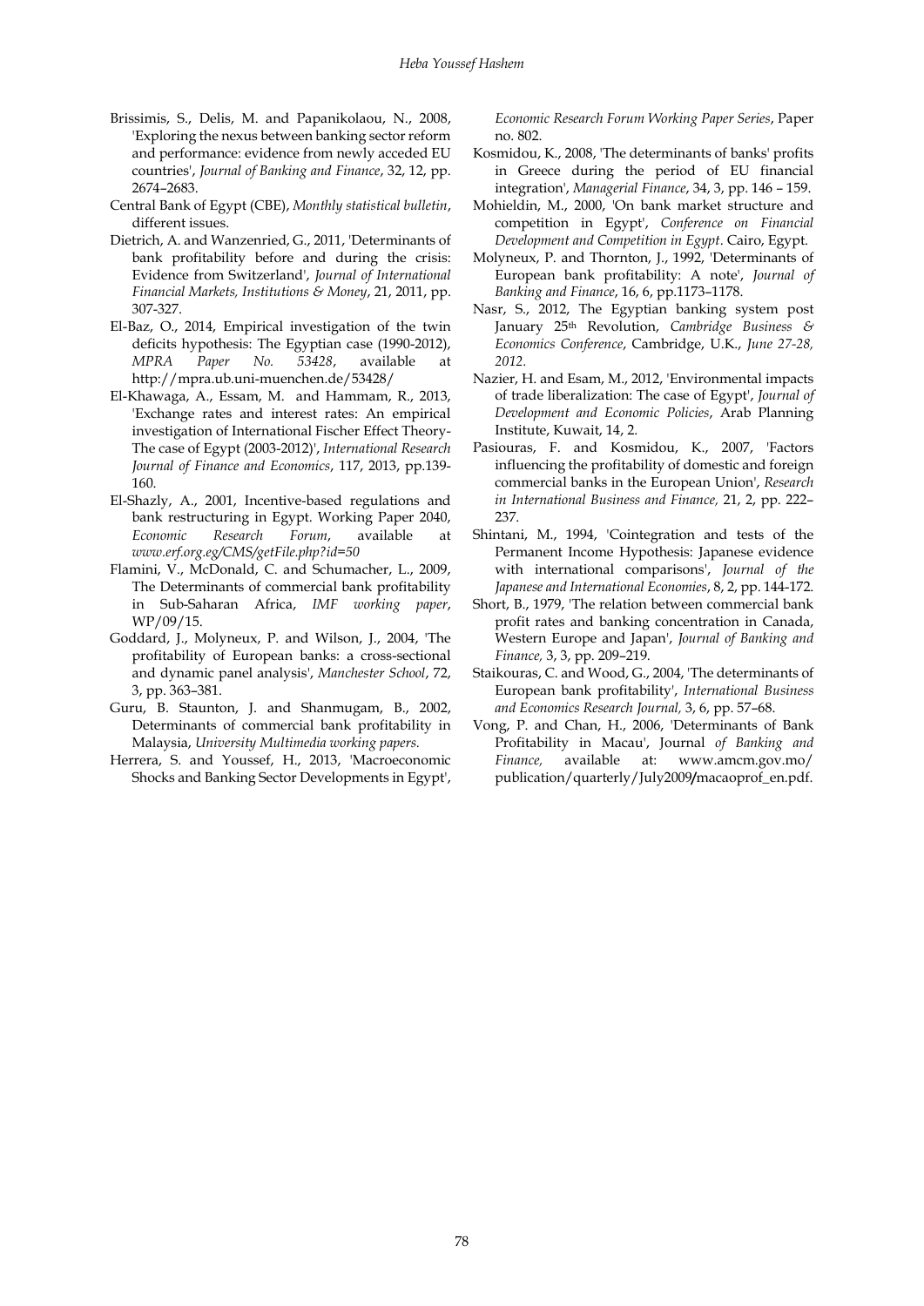Brissimis, S., Delis, M. and Papanikolaou, N., 2008, 'Exploring the nexus between banking sector reform and performance: evidence from newly acceded EU countries', *Journal of Banking and Finance*, 32, 12, pp. 2674–2683.

Central Bank of Egypt (CBE), *Monthly statistical bulletin*, different issues.

Dietrich, A. and Wanzenried, G., 2011, 'Determinants of bank profitability before and during the crisis: Evidence from Switzerland', *Journal of International Financial Markets, Institutions & Money*, 21, 2011, pp. 307-327.

El-Baz, O., 2014, Empirical investigation of the twin deficits hypothesis: The Egyptian case (1990-2012), *MPRA Paper No. 53428*, available at http://mpra.ub.uni-muenchen.de/53428/

El-Khawaga, A., Essam, M. and Hammam, R., 2013, 'Exchange rates and interest rates: An empirical investigation of International Fischer Effect Theory-The case of Egypt (2003-2012)', *International Research Journal of Finance and Economics*, 117, 2013, pp.139-160.

El-Shazly, A., 2001, Incentive-based regulations and bank restructuring in Egypt. Working Paper 2040, *Economic Research Forum*, available at *www.erf.org.eg/CMS/getFile.php?id=50*

Flamini, V., McDonald, C. and Schumacher, L., 2009, The Determinants of commercial bank profitability in Sub-Saharan Africa, *IMF working paper*, WP/09/15.

Goddard, J., Molyneux, P. and Wilson, J., 2004, 'The profitability of European banks: a cross-sectional and dynamic panel analysis', *Manchester School*, 72, 3, pp. 363–381.

Guru, B. Staunton, J. and Shanmugam, B., 2002, Determinants of commercial bank profitability in Malaysia, *University Multimedia working papers.*

Herrera, S. and Youssef, H., 2013, 'Macroeconomic Shocks and Banking Sector Developments in Egypt', *Economic Research Forum Working Paper Series*, Paper no. 802.

Kosmidou, K., 2008, 'The determinants of banks' profits in Greece during the period of EU financial integration', *Managerial Finance*, 34, 3, pp. 146 – 159.

Mohieldin, M., 2000, 'On bank market structure and competition in Egypt', *Conference on Financial Development and Competition in Egypt*. Cairo, Egypt.

Molyneux, P. and Thornton, J., 1992, 'Determinants of European bank profitability: A note', *Journal of Banking and Finance*, 16, 6, pp.1173–1178.

Nasr, S., 2012, The Egyptian banking system post January 25th Revolution, *Cambridge Business & Economics Conference*, Cambridge, U.K., *June 27-28, 2012*.

Nazier, H. and Esam, M., 2012, 'Environmental impacts of trade liberalization: The case of Egypt', *Journal of Development and Economic Policies*, Arab Planning Institute, Kuwait, 14, 2.

Pasiouras, F. and Kosmidou, K., 2007, 'Factors influencing the profitability of domestic and foreign commercial banks in the European Union', *Research in International Business and Finance,* 21, 2, pp. 222–237.

Shintani, M., 1994, 'Cointegration and tests of the Permanent Income Hypothesis: Japanese evidence with international comparisons', *Journal of the Japanese and International Economies*, 8, 2, pp. 144-172.

Short, B., 1979, 'The relation between commercial bank profit rates and banking concentration in Canada, Western Europe and Japan', *Journal of Banking and Finance,* 3, 3, pp. 209–219.

Staikouras, C. and Wood, G., 2004, 'The determinants of European bank profitability', *International Business and Economics Research Journal,* 3, 6, pp. 57–68.

Vong, P. and Chan, H., 2006, 'Determinants of Bank Profitability in Macau', Journal *of Banking and Finance,* available at: www.amcm.gov.mo/publication/quarterly/July2009/macaoprof_en.pdf.